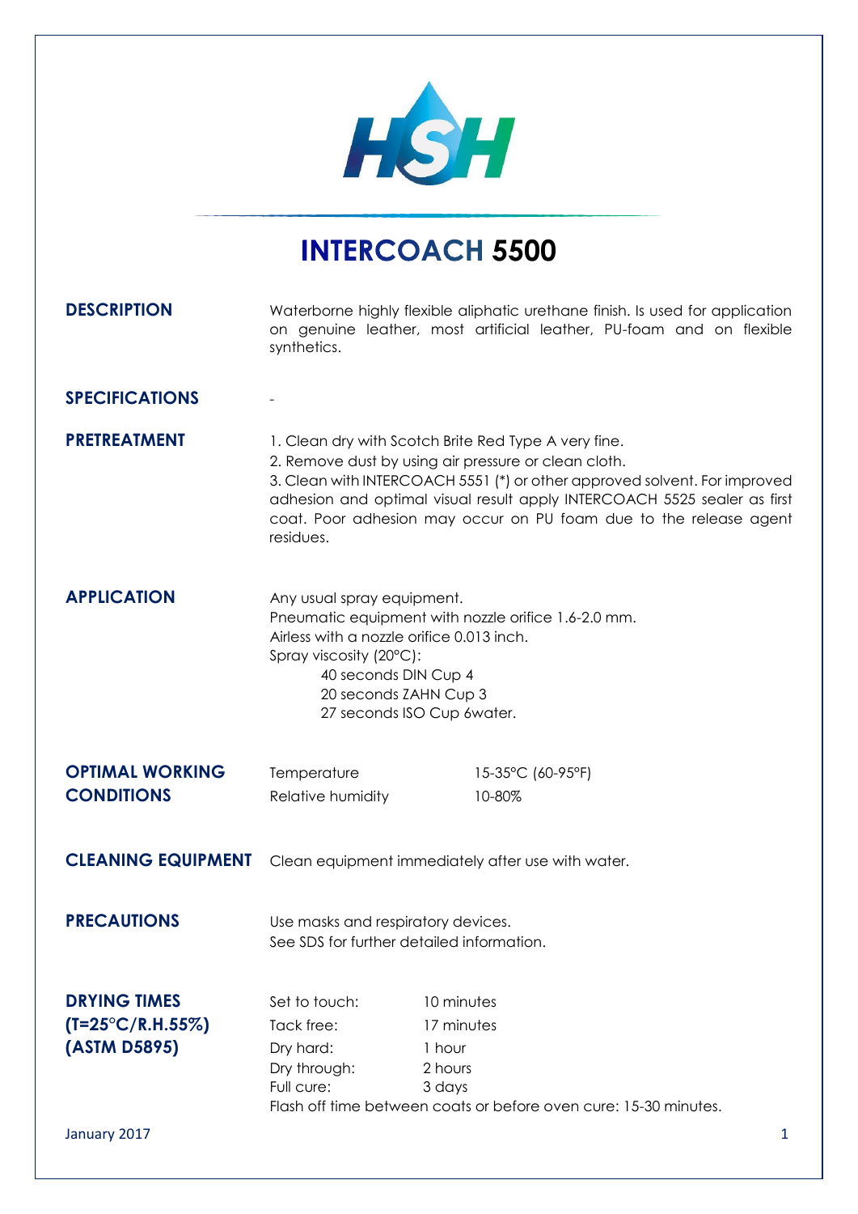# INTERCOACH 5500

**DESCRIPTION**

Waterborne highly flexible aliphatic urethane finish. Is used for application on genuine leather, most artificial leather, PU-foam and on flexible synthetics.

**SPECIFICATIONS**

-

**PRETREATMENT**

1. Clean dry with Scotch Brite Red Type A very fine.
2. Remove dust by using air pressure or clean cloth.
3. Clean with INTERCOACH 5551 (*) or other approved solvent. For improved adhesion and optimal visual result apply INTERCOACH 5525 sealer as first coat. Poor adhesion may occur on PU foam due to the release agent residues.

**APPLICATION**

Any usual spray equipment.
Pneumatic equipment with nozzle orifice 1.6-2.0 mm.
Airless with a nozzle orifice 0.013 inch.
Spray viscosity (20°C):

- 40 seconds DIN Cup 4
- 20 seconds ZAHN Cup 3
- 27 seconds ISO Cup 6water.

**OPTIMAL WORKING CONDITIONS**

| | |
|---|---|
| Temperature | 15-35°C (60-95°F) |
| Relative humidity | 10-80% |

**CLEANING EQUIPMENT**

Clean equipment immediately after use with water.

**PRECAUTIONS**

Use masks and respiratory devices.
See SDS for further detailed information.

**DRYING TIMES (T=25°C/R.H.55%) (ASTM D5895)**

| | |
|---|---|
| Set to touch: | 10 minutes |
| Tack free: | 17 minutes |
| Dry hard: | 1 hour |
| Dry through: | 2 hours |
| Full cure: | 3 days |

Flash off time between coats or before oven cure: 15-30 minutes.

January 2017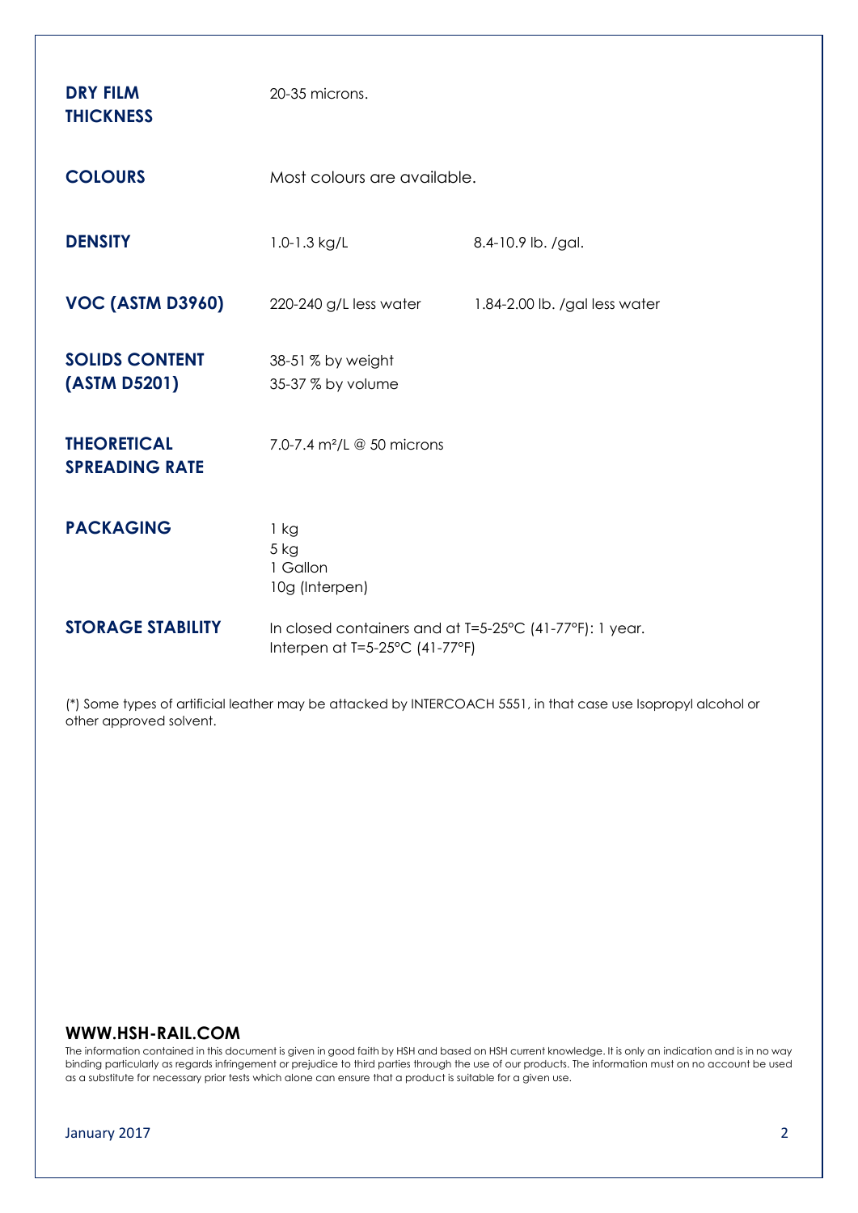| | | |
|---|---|---|
| **DRY FILM THICKNESS** | 20-35 microns. | |
| **COLOURS** | Most colours are available. | |
| **DENSITY** | 1.0-1.3 kg/L | 8.4-10.9 lb. /gal. |
| **VOC (ASTM D3960)** | 220-240 g/L less water | 1.84-2.00 lb. /gal less water |
| **SOLIDS CONTENT (ASTM D5201)** | 38-51 % by weight<br>35-37 % by volume | |
| **THEORETICAL SPREADING RATE** | 7.0-7.4 $m^2$/L @ 50 microns | |
| **PACKAGING** | 1 kg<br>5 kg<br>1 Gallon<br>10g (Interpen) | |
| **STORAGE STABILITY** | In closed containers and at T=5-25°C (41-77°F): 1 year.<br>Interpen at T=5-25°C (41-77°F) | |

(*) Some types of artificial leather may be attacked by INTERCOACH 5551, in that case use Isopropyl alcohol or other approved solvent.

**WWW.HSH-RAIL.COM**

The information contained in this document is given in good faith by HSH and based on HSH current knowledge. It is only an indication and is in no way binding particularly as regards infringement or prejudice to third parties through the use of our products. The information must on no account be used as a substitute for necessary prior tests which alone can ensure that a product is suitable for a given use.

January 2017